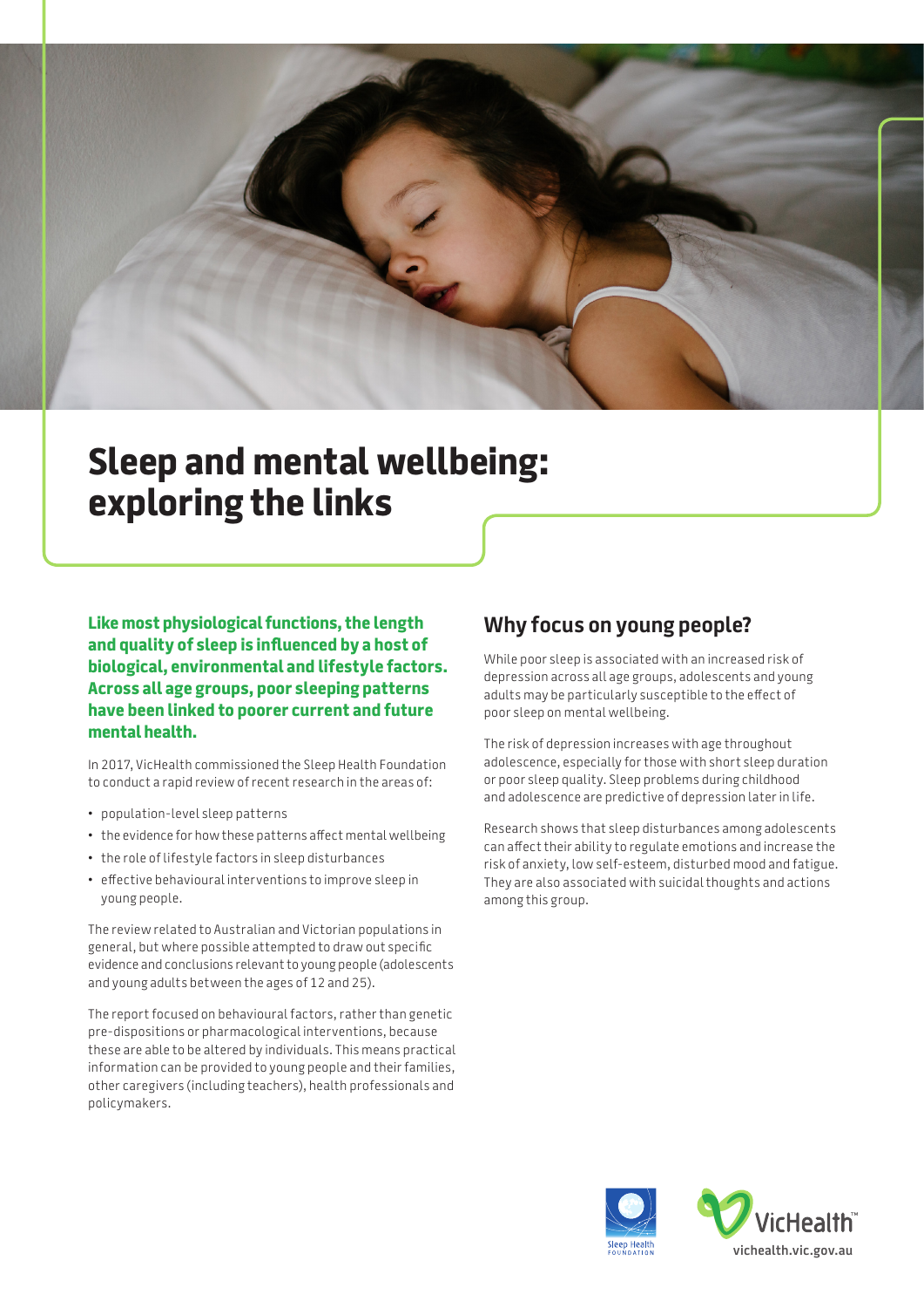# Sleep and mental wellbeing: exploring the links

**Like most physiological functions, the length and quality of sleep is influenced by a host of biological, environmental and lifestyle factors. Across all age groups, poor sleeping patterns have been linked to poorer current and future mental health.**

In 2017, VicHealth commissioned the Sleep Health Foundation to conduct a rapid review of recent research in the areas of:

- population-level sleep patterns
- the evidence for how these patterns affect mental wellbeing
- the role of lifestyle factors in sleep disturbances
- effective behavioural interventions to improve sleep in young people.

The review related to Australian and Victorian populations in general, but where possible attempted to draw out specific evidence and conclusions relevant to young people (adolescents and young adults between the ages of 12 and 25).

The report focused on behavioural factors, rather than genetic pre-dispositions or pharmacological interventions, because these are able to be altered by individuals. This means practical information can be provided to young people and their families, other caregivers (including teachers), health professionals and policymakers.

## Why focus on young people?

While poor sleep is associated with an increased risk of depression across all age groups, adolescents and young adults may be particularly susceptible to the effect of poor sleep on mental wellbeing.

The risk of depression increases with age throughout adolescence, especially for those with short sleep duration or poor sleep quality. Sleep problems during childhood and adolescence are predictive of depression later in life.

Research shows that sleep disturbances among adolescents can affect their ability to regulate emotions and increase the risk of anxiety, low self-esteem, disturbed mood and fatigue. They are also associated with suicidal thoughts and actions among this group.

Sleep Health Foundation

VicHealth™
vichealth.vic.gov.au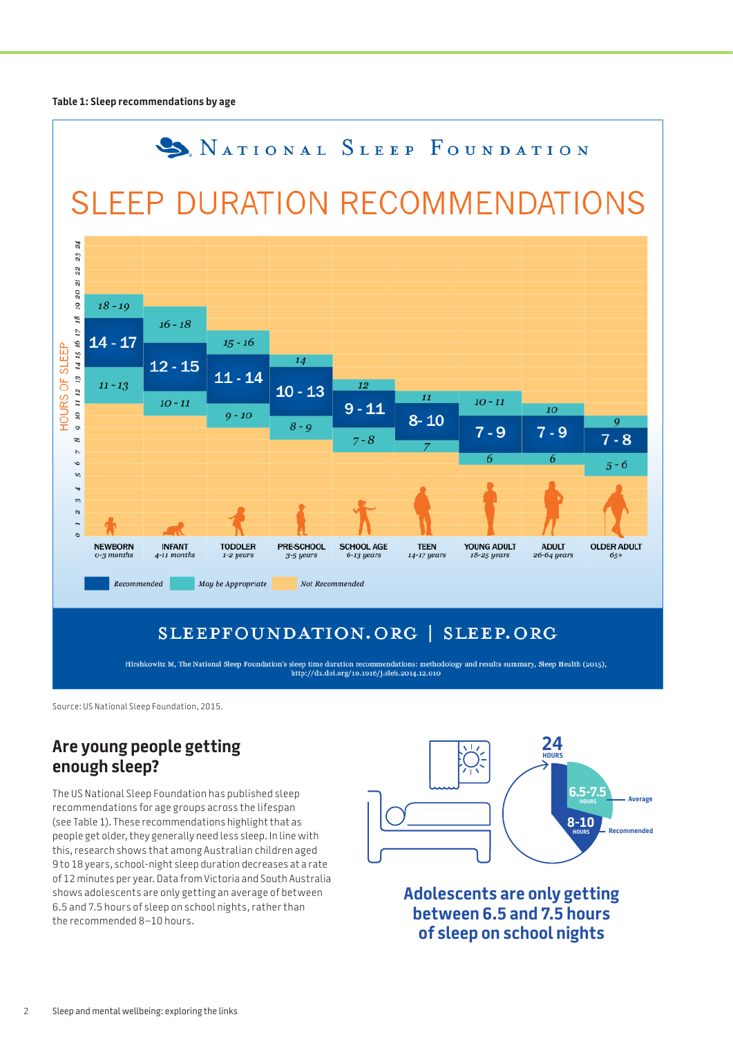**Table 1: Sleep recommendations by age**

NATIONAL SLEEP FOUNDATION

SLEEP DURATION RECOMMENDATIONS

| Age group | May be Appropriate (upper) | Recommended | May be Appropriate (lower) |
|---|---|---|---|
| NEWBORN 0-3 months | 18 - 19 | 14 - 17 | 11 - 13 |
| INFANT 4-11 months | 16 - 18 | 12 - 15 | 10 - 11 |
| TODDLER 1-2 years | 15 - 16 | 11 - 14 | 9 - 10 |
| PRE-SCHOOL 3-5 years | 14 | 10 - 13 | 8 - 9 |
| SCHOOL AGE 6-13 years | 12 | 9 - 11 | 7 - 8 |
| TEEN 14-17 years | 11 | 8- 10 | 7 |
| YOUNG ADULT 18-25 years | 10 - 11 | 7 - 9 | 6 |
| ADULT 26-64 years | 10 | 7 - 9 | 6 |
| OLDER ADULT 65+ | 9 | 7 - 8 | 5 - 6 |

Recommended | May be Appropriate | Not Recommended

SLEEPFOUNDATION.ORG | SLEEP.ORG

Hirshkowitz M, The National Sleep Foundation's sleep time duration recommendations: methodology and results summary, Sleep Health (2015), http://dx.doi.org/10.1016/j.sleh.2014.12.010

Source: US National Sleep Foundation, 2015.

## Are young people getting enough sleep?

The US National Sleep Foundation has published sleep recommendations for age groups across the lifespan (see Table 1). These recommendations highlight that as people get older, they generally need less sleep. In line with this, research shows that among Australian children aged 9 to 18 years, school-night sleep duration decreases at a rate of 12 minutes per year. Data from Victoria and South Australia shows adolescents are only getting an average of between 6.5 and 7.5 hours of sleep on school nights, rather than the recommended 8–10 hours.

24 HOURS

6.5-7.5 HOURS — Average

8-10 HOURS — Recommended

**Adolescents are only getting between 6.5 and 7.5 hours of sleep on school nights**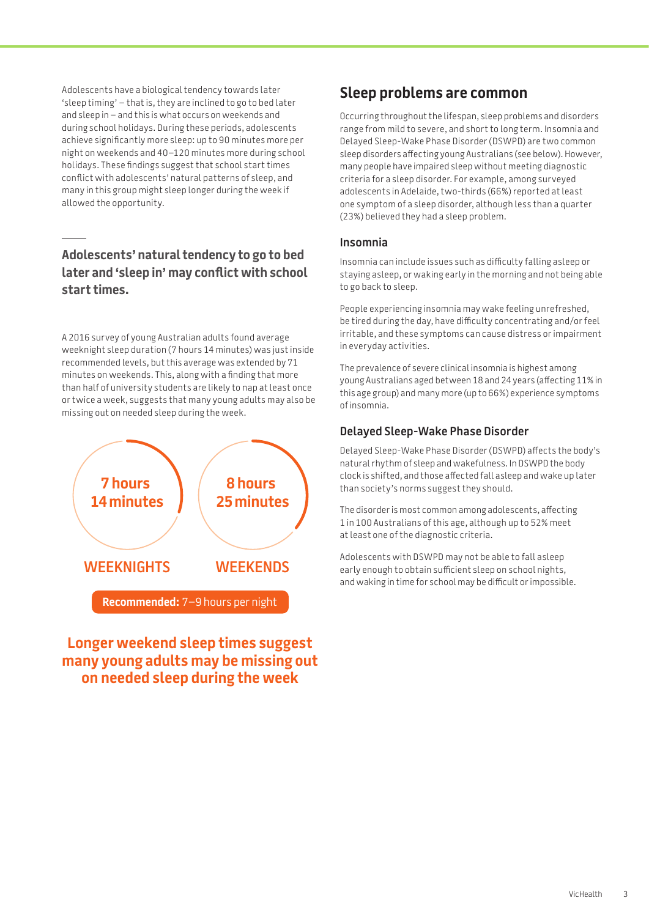Adolescents have a biological tendency towards later 'sleep timing' – that is, they are inclined to go to bed later and sleep in – and this is what occurs on weekends and during school holidays. During these periods, adolescents achieve significantly more sleep: up to 90 minutes more per night on weekends and 40–120 minutes more during school holidays. These findings suggest that school start times conflict with adolescents' natural patterns of sleep, and many in this group might sleep longer during the week if allowed the opportunity.

**Adolescents' natural tendency to go to bed later and 'sleep in' may conflict with school start times.**

A 2016 survey of young Australian adults found average weeknight sleep duration (7 hours 14 minutes) was just inside recommended levels, but this average was extended by 71 minutes on weekends. This, along with a finding that more than half of university students are likely to nap at least once or twice a week, suggests that many young adults may also be missing out on needed sleep during the week.

**7 hours 14 minutes**
WEEKNIGHTS

**8 hours 25 minutes**
WEEKENDS

**Recommended:** 7–9 hours per night

**Longer weekend sleep times suggest many young adults may be missing out on needed sleep during the week**

## Sleep problems are common

Occurring throughout the lifespan, sleep problems and disorders range from mild to severe, and short to long term. Insomnia and Delayed Sleep-Wake Phase Disorder (DSWPD) are two common sleep disorders affecting young Australians (see below). However, many people have impaired sleep without meeting diagnostic criteria for a sleep disorder. For example, among surveyed adolescents in Adelaide, two-thirds (66%) reported at least one symptom of a sleep disorder, although less than a quarter (23%) believed they had a sleep problem.

### Insomnia

Insomnia can include issues such as difficulty falling asleep or staying asleep, or waking early in the morning and not being able to go back to sleep.

People experiencing insomnia may wake feeling unrefreshed, be tired during the day, have difficulty concentrating and/or feel irritable, and these symptoms can cause distress or impairment in everyday activities.

The prevalence of severe clinical insomnia is highest among young Australians aged between 18 and 24 years (affecting 11% in this age group) and many more (up to 66%) experience symptoms of insomnia.

### Delayed Sleep-Wake Phase Disorder

Delayed Sleep-Wake Phase Disorder (DSWPD) affects the body's natural rhythm of sleep and wakefulness. In DSWPD the body clock is shifted, and those affected fall asleep and wake up later than society's norms suggest they should.

The disorder is most common among adolescents, affecting 1 in 100 Australians of this age, although up to 52% meet at least one of the diagnostic criteria.

Adolescents with DSWPD may not be able to fall asleep early enough to obtain sufficient sleep on school nights, and waking in time for school may be difficult or impossible.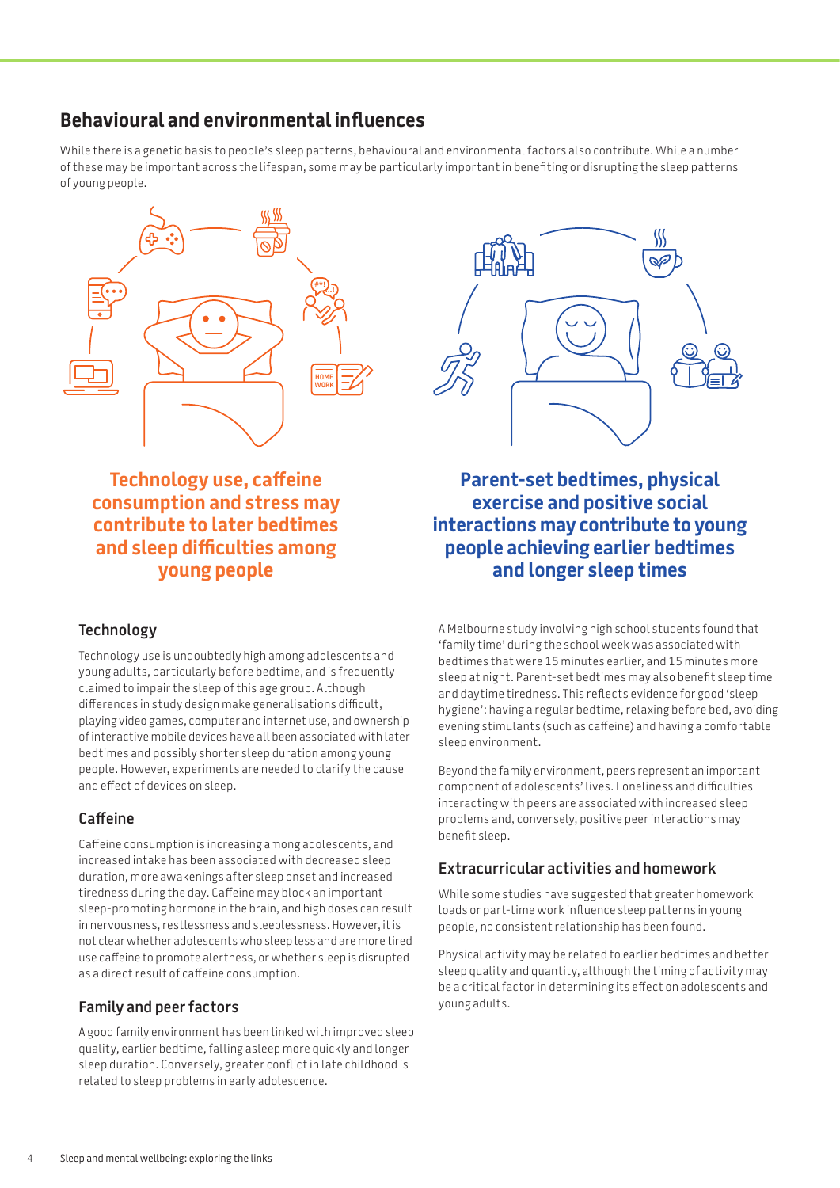## Behavioural and environmental influences

While there is a genetic basis to people's sleep patterns, behavioural and environmental factors also contribute. While a number of these may be important across the lifespan, some may be particularly important in benefiting or disrupting the sleep patterns of young people.

**Technology use, caffeine consumption and stress may contribute to later bedtimes and sleep difficulties among young people**

**Parent-set bedtimes, physical exercise and positive social interactions may contribute to young people achieving earlier bedtimes and longer sleep times**

### Technology

Technology use is undoubtedly high among adolescents and young adults, particularly before bedtime, and is frequently claimed to impair the sleep of this age group. Although differences in study design make generalisations difficult, playing video games, computer and internet use, and ownership of interactive mobile devices have all been associated with later bedtimes and possibly shorter sleep duration among young people. However, experiments are needed to clarify the cause and effect of devices on sleep.

### Caffeine

Caffeine consumption is increasing among adolescents, and increased intake has been associated with decreased sleep duration, more awakenings after sleep onset and increased tiredness during the day. Caffeine may block an important sleep-promoting hormone in the brain, and high doses can result in nervousness, restlessness and sleeplessness. However, it is not clear whether adolescents who sleep less and are more tired use caffeine to promote alertness, or whether sleep is disrupted as a direct result of caffeine consumption.

### Family and peer factors

A good family environment has been linked with improved sleep quality, earlier bedtime, falling asleep more quickly and longer sleep duration. Conversely, greater conflict in late childhood is related to sleep problems in early adolescence.

A Melbourne study involving high school students found that 'family time' during the school week was associated with bedtimes that were 15 minutes earlier, and 15 minutes more sleep at night. Parent-set bedtimes may also benefit sleep time and daytime tiredness. This reflects evidence for good 'sleep hygiene': having a regular bedtime, relaxing before bed, avoiding evening stimulants (such as caffeine) and having a comfortable sleep environment.

Beyond the family environment, peers represent an important component of adolescents' lives. Loneliness and difficulties interacting with peers are associated with increased sleep problems and, conversely, positive peer interactions may benefit sleep.

### Extracurricular activities and homework

While some studies have suggested that greater homework loads or part-time work influence sleep patterns in young people, no consistent relationship has been found.

Physical activity may be related to earlier bedtimes and better sleep quality and quantity, although the timing of activity may be a critical factor in determining its effect on adolescents and young adults.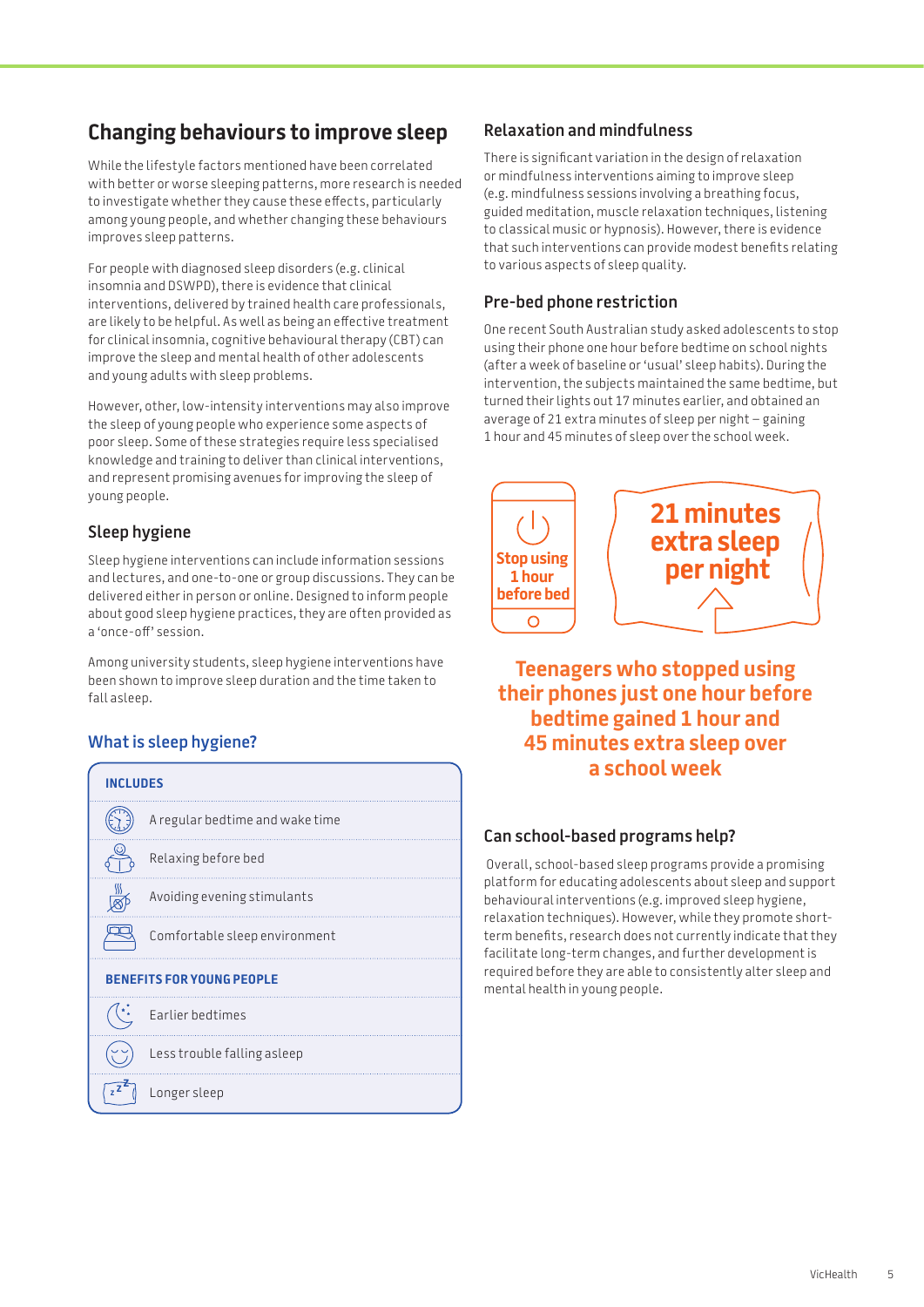## Changing behaviours to improve sleep

While the lifestyle factors mentioned have been correlated with better or worse sleeping patterns, more research is needed to investigate whether they cause these effects, particularly among young people, and whether changing these behaviours improves sleep patterns.

For people with diagnosed sleep disorders (e.g. clinical insomnia and DSWPD), there is evidence that clinical interventions, delivered by trained health care professionals, are likely to be helpful. As well as being an effective treatment for clinical insomnia, cognitive behavioural therapy (CBT) can improve the sleep and mental health of other adolescents and young adults with sleep problems.

However, other, low-intensity interventions may also improve the sleep of young people who experience some aspects of poor sleep. Some of these strategies require less specialised knowledge and training to deliver than clinical interventions, and represent promising avenues for improving the sleep of young people.

### Sleep hygiene

Sleep hygiene interventions can include information sessions and lectures, and one-to-one or group discussions. They can be delivered either in person or online. Designed to inform people about good sleep hygiene practices, they are often provided as a 'once-off' session.

Among university students, sleep hygiene interventions have been shown to improve sleep duration and the time taken to fall asleep.

### What is sleep hygiene?

| INCLUDES |
| --- |
| A regular bedtime and wake time |
| Relaxing before bed |
| Avoiding evening stimulants |
| Comfortable sleep environment |
| **BENEFITS FOR YOUNG PEOPLE** |
| Earlier bedtimes |
| Less trouble falling asleep |
| Longer sleep |

### Relaxation and mindfulness

There is significant variation in the design of relaxation or mindfulness interventions aiming to improve sleep (e.g. mindfulness sessions involving a breathing focus, guided meditation, muscle relaxation techniques, listening to classical music or hypnosis). However, there is evidence that such interventions can provide modest benefits relating to various aspects of sleep quality.

### Pre-bed phone restriction

One recent South Australian study asked adolescents to stop using their phone one hour before bedtime on school nights (after a week of baseline or 'usual' sleep habits). During the intervention, the subjects maintained the same bedtime, but turned their lights out 17 minutes earlier, and obtained an average of 21 extra minutes of sleep per night – gaining 1 hour and 45 minutes of sleep over the school week.

**Stop using 1 hour before bed**

**21 minutes extra sleep per night**

**Teenagers who stopped using their phones just one hour before bedtime gained 1 hour and 45 minutes extra sleep over a school week**

### Can school-based programs help?

Overall, school-based sleep programs provide a promising platform for educating adolescents about sleep and support behavioural interventions (e.g. improved sleep hygiene, relaxation techniques). However, while they promote short-term benefits, research does not currently indicate that they facilitate long-term changes, and further development is required before they are able to consistently alter sleep and mental health in young people.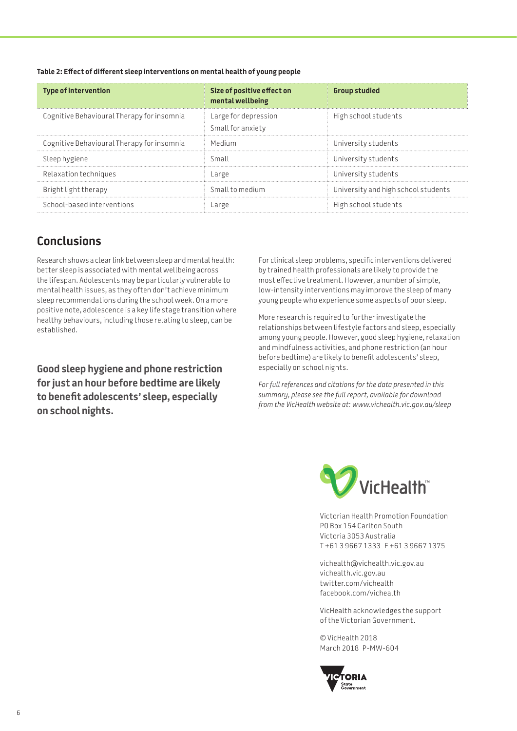**Table 2: Effect of different sleep interventions on mental health of young people**

| Type of intervention | Size of positive effect on mental wellbeing | Group studied |
|---|---|---|
| Cognitive Behavioural Therapy for insomnia | Large for depression<br>Small for anxiety | High school students |
| Cognitive Behavioural Therapy for insomnia | Medium | University students |
| Sleep hygiene | Small | University students |
| Relaxation techniques | Large | University students |
| Bright light therapy | Small to medium | University and high school students |
| School-based interventions | Large | High school students |

## Conclusions

Research shows a clear link between sleep and mental health: better sleep is associated with mental wellbeing across the lifespan. Adolescents may be particularly vulnerable to mental health issues, as they often don't achieve minimum sleep recommendations during the school week. On a more positive note, adolescence is a key life stage transition where healthy behaviours, including those relating to sleep, can be established.

**Good sleep hygiene and phone restriction for just an hour before bedtime are likely to benefit adolescents' sleep, especially on school nights.**

For clinical sleep problems, specific interventions delivered by trained health professionals are likely to provide the most effective treatment. However, a number of simple, low-intensity interventions may improve the sleep of many young people who experience some aspects of poor sleep.

More research is required to further investigate the relationships between lifestyle factors and sleep, especially among young people. However, good sleep hygiene, relaxation and mindfulness activities, and phone restriction (an hour before bedtime) are likely to benefit adolescents' sleep, especially on school nights.

*For full references and citations for the data presented in this summary, please see the full report, available for download from the VicHealth website at: www.vichealth.vic.gov.au/sleep*

VicHealth™

Victorian Health Promotion Foundation
PO Box 154 Carlton South
Victoria 3053 Australia
T +61 3 9667 1333 F +61 3 9667 1375

vichealth@vichealth.vic.gov.au
vichealth.vic.gov.au
twitter.com/vichealth
facebook.com/vichealth

VicHealth acknowledges the support of the Victorian Government.

© VicHealth 2018
March 2018 P-MW-604

VICTORIA State Government